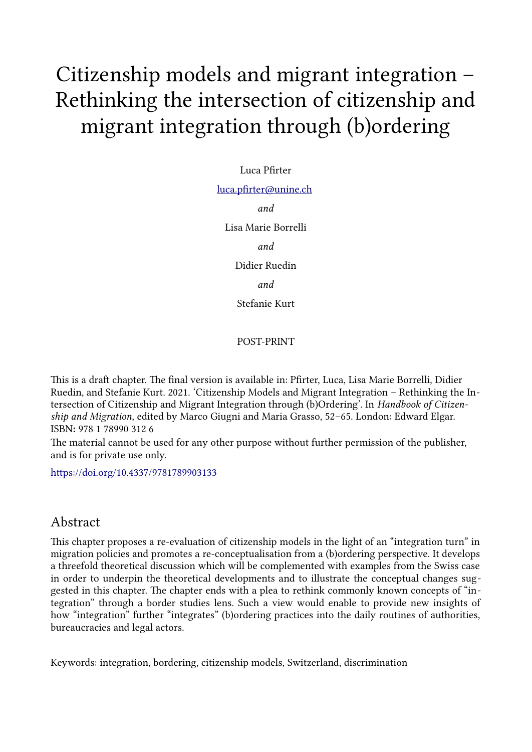# Citizenship models and migrant integration – Rethinking the intersection of citizenship and migrant integration through (b)ordering

Luca Pfirter

luca.pfirter@unine.ch

*and*

Lisa Marie Borrelli

*and*

Didier Ruedin

*and*

Stefanie Kurt

POST-PRINT

This is a draft chapter. The final version is available in: Pfirter, Luca, Lisa Marie Borrelli, Didier Ruedin, and Stefanie Kurt. 2021. 'Citizenship Models and Migrant Integration – Rethinking the Intersection of Citizenship and Migrant Integration through (b)Ordering'. In *Handbook of Citizenship and Migration*, edited by Marco Giugni and Maria Grasso, 52–65. London: Edward Elgar. ISBN: 978 1 78990 312 6

The material cannot be used for any other purpose without further permission of the publisher, and is for private use only.

https://doi.org/10.4337/9781789903133

## Abstract

This chapter proposes a re-evaluation of citizenship models in the light of an "integration turn" in migration policies and promotes a re-conceptualisation from a (b)ordering perspective. It develops a threefold theoretical discussion which will be complemented with examples from the Swiss case in order to underpin the theoretical developments and to illustrate the conceptual changes suggested in this chapter. The chapter ends with a plea to rethink commonly known concepts of "integration" through a border studies lens. Such a view would enable to provide new insights of how "integration" further "integrates" (b)ordering practices into the daily routines of authorities, bureaucracies and legal actors.

Keywords: integration, bordering, citizenship models, Switzerland, discrimination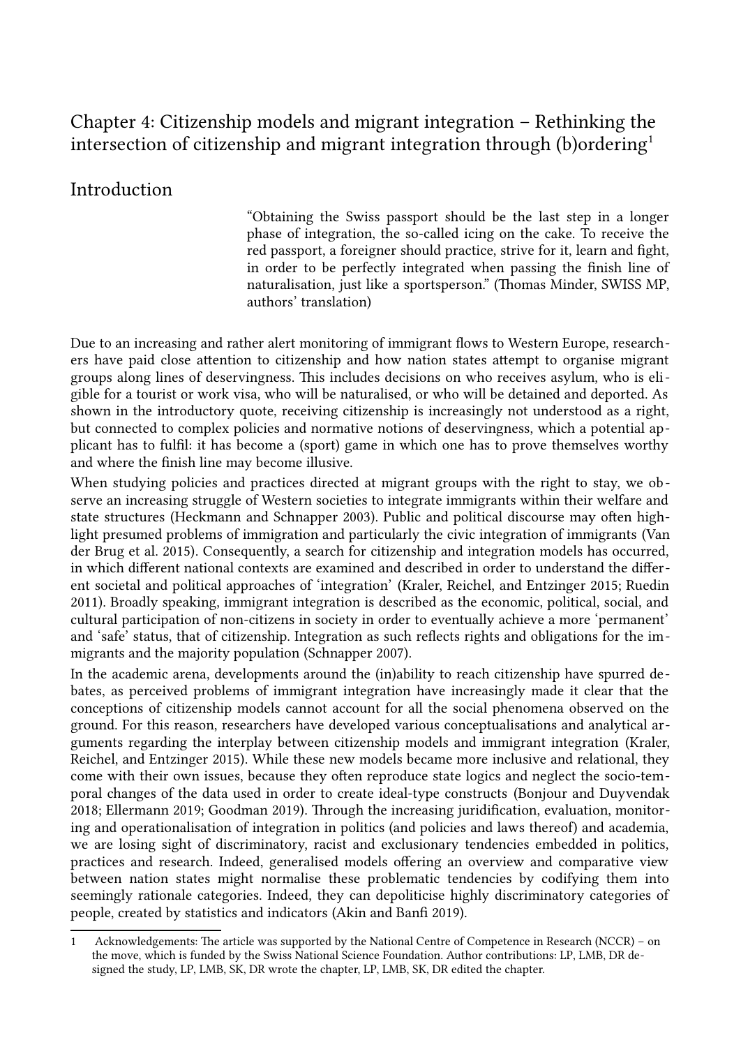# Chapter 4: Citizenship models and migrant integration – Rethinking the intersection of citizenship and migrant integration through (b)ordering[1]

## Introduction

> "Obtaining the Swiss passport should be the last step in a longer phase of integration, the so-called icing on the cake. To receive the red passport, a foreigner should practice, strive for it, learn and fight, in order to be perfectly integrated when passing the finish line of naturalisation, just like a sportsperson." (Thomas Minder, SWISS MP, authors' translation)

Due to an increasing and rather alert monitoring of immigrant flows to Western Europe, researchers have paid close attention to citizenship and how nation states attempt to organise migrant groups along lines of deservingness. This includes decisions on who receives asylum, who is eligible for a tourist or work visa, who will be naturalised, or who will be detained and deported. As shown in the introductory quote, receiving citizenship is increasingly not understood as a right, but connected to complex policies and normative notions of deservingness, which a potential applicant has to fulfil: it has become a (sport) game in which one has to prove themselves worthy and where the finish line may become illusive.

When studying policies and practices directed at migrant groups with the right to stay, we observe an increasing struggle of Western societies to integrate immigrants within their welfare and state structures (Heckmann and Schnapper 2003). Public and political discourse may often highlight presumed problems of immigration and particularly the civic integration of immigrants (Van der Brug et al. 2015). Consequently, a search for citizenship and integration models has occurred, in which different national contexts are examined and described in order to understand the different societal and political approaches of 'integration' (Kraler, Reichel, and Entzinger 2015; Ruedin 2011). Broadly speaking, immigrant integration is described as the economic, political, social, and cultural participation of non-citizens in society in order to eventually achieve a more 'permanent' and 'safe' status, that of citizenship. Integration as such reflects rights and obligations for the immigrants and the majority population (Schnapper 2007).

In the academic arena, developments around the (in)ability to reach citizenship have spurred debates, as perceived problems of immigrant integration have increasingly made it clear that the conceptions of citizenship models cannot account for all the social phenomena observed on the ground. For this reason, researchers have developed various conceptualisations and analytical arguments regarding the interplay between citizenship models and immigrant integration (Kraler, Reichel, and Entzinger 2015). While these new models became more inclusive and relational, they come with their own issues, because they often reproduce state logics and neglect the socio-temporal changes of the data used in order to create ideal-type constructs (Bonjour and Duyvendak 2018; Ellermann 2019; Goodman 2019). Through the increasing juridification, evaluation, monitoring and operationalisation of integration in politics (and policies and laws thereof) and academia, we are losing sight of discriminatory, racist and exclusionary tendencies embedded in politics, practices and research. Indeed, generalised models offering an overview and comparative view between nation states might normalise these problematic tendencies by codifying them into seemingly rationale categories. Indeed, they can depoliticise highly discriminatory categories of people, created by statistics and indicators (Akin and Banfi 2019).

---

[1] Acknowledgements: The article was supported by the National Centre of Competence in Research (NCCR) – on the move, which is funded by the Swiss National Science Foundation. Author contributions: LP, LMB, DR designed the study, LP, LMB, SK, DR wrote the chapter, LP, LMB, SK, DR edited the chapter.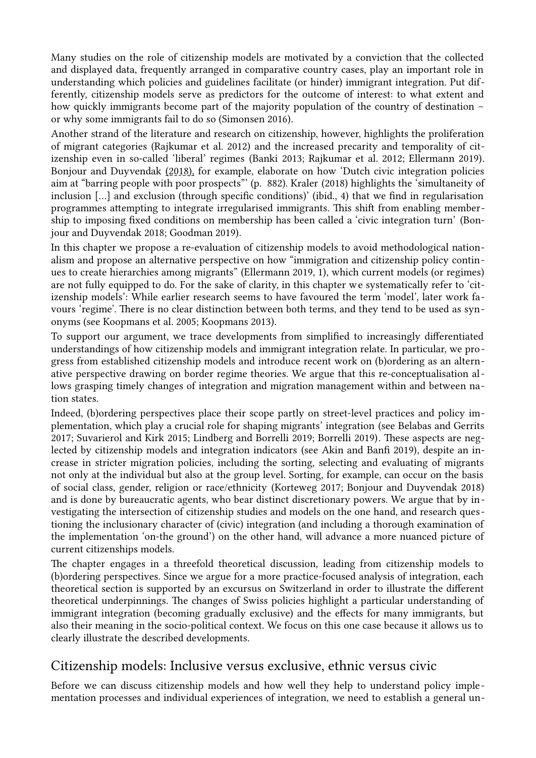Many studies on the role of citizenship models are motivated by a conviction that the collected and displayed data, frequently arranged in comparative country cases, play an important role in understanding which policies and guidelines facilitate (or hinder) immigrant integration. Put differently, citizenship models serve as predictors for the outcome of interest: to what extent and how quickly immigrants become part of the majority population of the country of destination – or why some immigrants fail to do so (Simonsen 2016).

Another strand of the literature and research on citizenship, however, highlights the proliferation of migrant categories (Rajkumar et al. 2012) and the increased precarity and temporality of citizenship even in so-called 'liberal' regimes (Banki 2013; Rajkumar et al. 2012; Ellermann 2019). Bonjour and Duyvendak (2018), for example, elaborate on how 'Dutch civic integration policies aim at "barring people with poor prospects"' (p. 882). Kraler (2018) highlights the 'simultaneity of inclusion […] and exclusion (through specific conditions)' (ibid., 4) that we find in regularisation programmes attempting to integrate irregularised immigrants. This shift from enabling membership to imposing fixed conditions on membership has been called a 'civic integration turn' (Bonjour and Duyvendak 2018; Goodman 2019).

In this chapter we propose a re-evaluation of citizenship models to avoid methodological nationalism and propose an alternative perspective on how "immigration and citizenship policy continues to create hierarchies among migrants" (Ellermann 2019, 1), which current models (or regimes) are not fully equipped to do. For the sake of clarity, in this chapter we systematically refer to 'citizenship models': While earlier research seems to have favoured the term 'model', later work favours 'regime'. There is no clear distinction between both terms, and they tend to be used as synonyms (see Koopmans et al. 2005; Koopmans 2013).

To support our argument, we trace developments from simplified to increasingly differentiated understandings of how citizenship models and immigrant integration relate. In particular, we progress from established citizenship models and introduce recent work on (b)ordering as an alternative perspective drawing on border regime theories. We argue that this re-conceptualisation allows grasping timely changes of integration and migration management within and between nation states.

Indeed, (b)ordering perspectives place their scope partly on street-level practices and policy implementation, which play a crucial role for shaping migrants' integration (see Belabas and Gerrits 2017; Suvarierol and Kirk 2015; Lindberg and Borrelli 2019; Borrelli 2019). These aspects are neglected by citizenship models and integration indicators (see Akin and Banfi 2019), despite an increase in stricter migration policies, including the sorting, selecting and evaluating of migrants not only at the individual but also at the group level. Sorting, for example, can occur on the basis of social class, gender, religion or race/ethnicity (Korteweg 2017; Bonjour and Duyvendak 2018) and is done by bureaucratic agents, who bear distinct discretionary powers. We argue that by investigating the intersection of citizenship studies and models on the one hand, and research questioning the inclusionary character of (civic) integration (and including a thorough examination of the implementation 'on-the ground') on the other hand, will advance a more nuanced picture of current citizenships models.

The chapter engages in a threefold theoretical discussion, leading from citizenship models to (b)ordering perspectives. Since we argue for a more practice-focused analysis of integration, each theoretical section is supported by an excursus on Switzerland in order to illustrate the different theoretical underpinnings. The changes of Swiss policies highlight a particular understanding of immigrant integration (becoming gradually exclusive) and the effects for many immigrants, but also their meaning in the socio-political context. We focus on this one case because it allows us to clearly illustrate the described developments.

## Citizenship models: Inclusive versus exclusive, ethnic versus civic

Before we can discuss citizenship models and how well they help to understand policy implementation processes and individual experiences of integration, we need to establish a general un-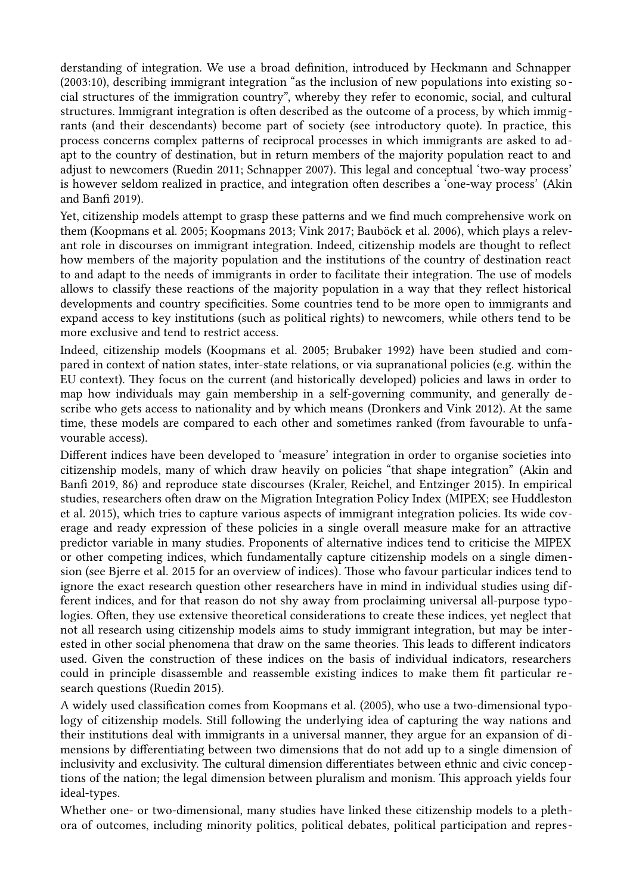derstanding of integration. We use a broad definition, introduced by Heckmann and Schnapper (2003:10), describing immigrant integration "as the inclusion of new populations into existing social structures of the immigration country", whereby they refer to economic, social, and cultural structures. Immigrant integration is often described as the outcome of a process, by which immigrants (and their descendants) become part of society (see introductory quote). In practice, this process concerns complex patterns of reciprocal processes in which immigrants are asked to adapt to the country of destination, but in return members of the majority population react to and adjust to newcomers (Ruedin 2011; Schnapper 2007). This legal and conceptual 'two-way process' is however seldom realized in practice, and integration often describes a 'one-way process' (Akin and Banfi 2019).

Yet, citizenship models attempt to grasp these patterns and we find much comprehensive work on them (Koopmans et al. 2005; Koopmans 2013; Vink 2017; Bauböck et al. 2006), which plays a relevant role in discourses on immigrant integration. Indeed, citizenship models are thought to reflect how members of the majority population and the institutions of the country of destination react to and adapt to the needs of immigrants in order to facilitate their integration. The use of models allows to classify these reactions of the majority population in a way that they reflect historical developments and country specificities. Some countries tend to be more open to immigrants and expand access to key institutions (such as political rights) to newcomers, while others tend to be more exclusive and tend to restrict access.

Indeed, citizenship models (Koopmans et al. 2005; Brubaker 1992) have been studied and compared in context of nation states, inter-state relations, or via supranational policies (e.g. within the EU context). They focus on the current (and historically developed) policies and laws in order to map how individuals may gain membership in a self-governing community, and generally describe who gets access to nationality and by which means (Dronkers and Vink 2012). At the same time, these models are compared to each other and sometimes ranked (from favourable to unfavourable access).

Different indices have been developed to 'measure' integration in order to organise societies into citizenship models, many of which draw heavily on policies "that shape integration" (Akin and Banfi 2019, 86) and reproduce state discourses (Kraler, Reichel, and Entzinger 2015). In empirical studies, researchers often draw on the Migration Integration Policy Index (MIPEX; see Huddleston et al. 2015), which tries to capture various aspects of immigrant integration policies. Its wide coverage and ready expression of these policies in a single overall measure make for an attractive predictor variable in many studies. Proponents of alternative indices tend to criticise the MIPEX or other competing indices, which fundamentally capture citizenship models on a single dimension (see Bjerre et al. 2015 for an overview of indices). Those who favour particular indices tend to ignore the exact research question other researchers have in mind in individual studies using different indices, and for that reason do not shy away from proclaiming universal all-purpose typologies. Often, they use extensive theoretical considerations to create these indices, yet neglect that not all research using citizenship models aims to study immigrant integration, but may be interested in other social phenomena that draw on the same theories. This leads to different indicators used. Given the construction of these indices on the basis of individual indicators, researchers could in principle disassemble and reassemble existing indices to make them fit particular research questions (Ruedin 2015).

A widely used classification comes from Koopmans et al. (2005), who use a two-dimensional typology of citizenship models. Still following the underlying idea of capturing the way nations and their institutions deal with immigrants in a universal manner, they argue for an expansion of dimensions by differentiating between two dimensions that do not add up to a single dimension of inclusivity and exclusivity. The cultural dimension differentiates between ethnic and civic conceptions of the nation; the legal dimension between pluralism and monism. This approach yields four ideal-types.

Whether one- or two-dimensional, many studies have linked these citizenship models to a plethora of outcomes, including minority politics, political debates, political participation and repres-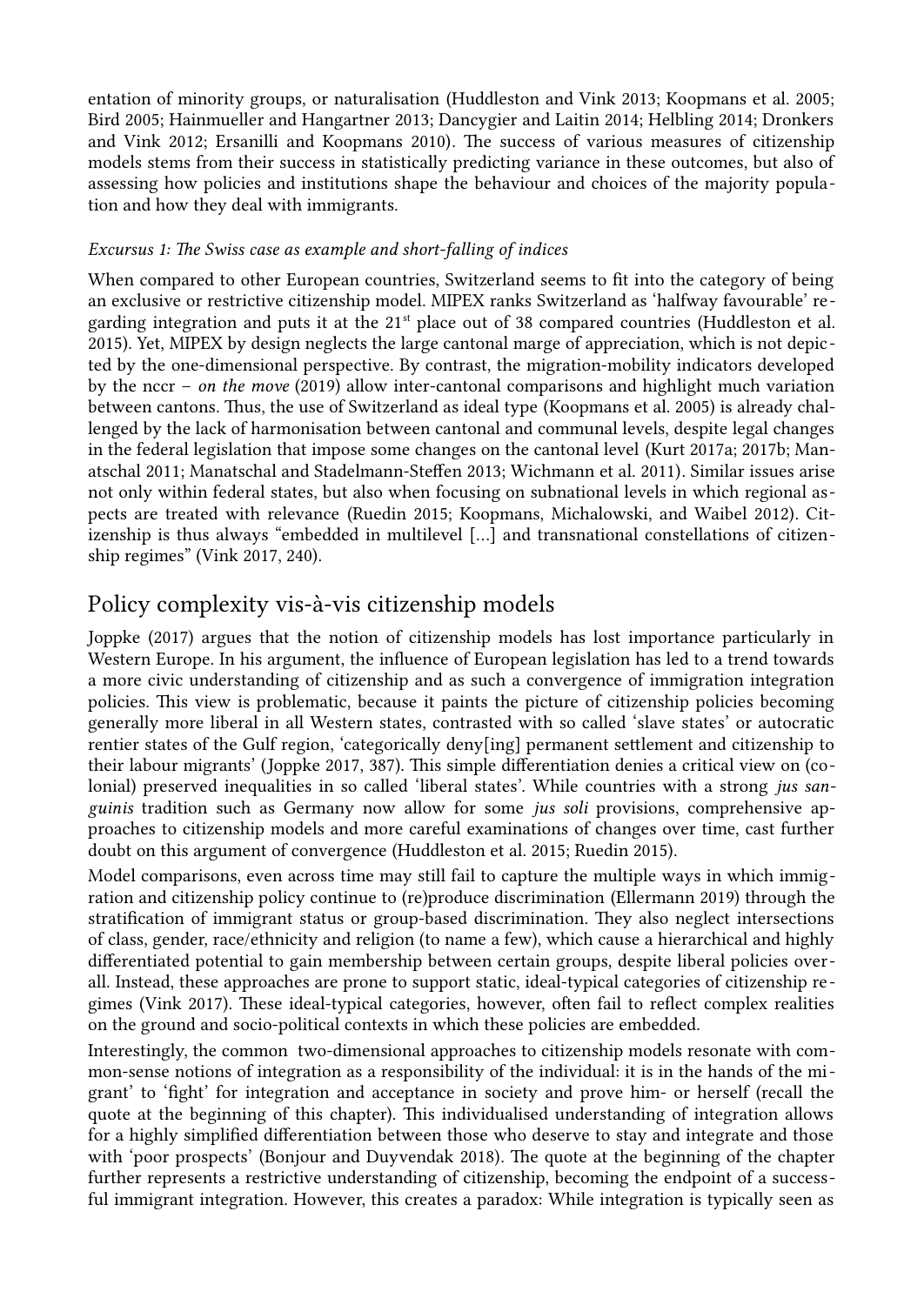entation of minority groups, or naturalisation (Huddleston and Vink 2013; Koopmans et al. 2005; Bird 2005; Hainmueller and Hangartner 2013; Dancygier and Laitin 2014; Helbling 2014; Dronkers and Vink 2012; Ersanilli and Koopmans 2010). The success of various measures of citizenship models stems from their success in statistically predicting variance in these outcomes, but also of assessing how policies and institutions shape the behaviour and choices of the majority population and how they deal with immigrants.

*Excursus 1: The Swiss case as example and short-falling of indices*

When compared to other European countries, Switzerland seems to fit into the category of being an exclusive or restrictive citizenship model. MIPEX ranks Switzerland as 'halfway favourable' regarding integration and puts it at the 21st place out of 38 compared countries (Huddleston et al. 2015). Yet, MIPEX by design neglects the large cantonal marge of appreciation, which is not depicted by the one-dimensional perspective. By contrast, the migration-mobility indicators developed by the nccr – *on the move* (2019) allow inter-cantonal comparisons and highlight much variation between cantons. Thus, the use of Switzerland as ideal type (Koopmans et al. 2005) is already challenged by the lack of harmonisation between cantonal and communal levels, despite legal changes in the federal legislation that impose some changes on the cantonal level (Kurt 2017a; 2017b; Manatschal 2011; Manatschal and Stadelmann-Steffen 2013; Wichmann et al. 2011). Similar issues arise not only within federal states, but also when focusing on subnational levels in which regional aspects are treated with relevance (Ruedin 2015; Koopmans, Michalowski, and Waibel 2012). Citizenship is thus always "embedded in multilevel […] and transnational constellations of citizenship regimes" (Vink 2017, 240).

## Policy complexity vis-à-vis citizenship models

Joppke (2017) argues that the notion of citizenship models has lost importance particularly in Western Europe. In his argument, the influence of European legislation has led to a trend towards a more civic understanding of citizenship and as such a convergence of immigration integration policies. This view is problematic, because it paints the picture of citizenship policies becoming generally more liberal in all Western states, contrasted with so called 'slave states' or autocratic rentier states of the Gulf region, 'categorically deny[ing] permanent settlement and citizenship to their labour migrants' (Joppke 2017, 387). This simple differentiation denies a critical view on (colonial) preserved inequalities in so called 'liberal states'. While countries with a strong *jus sanguinis* tradition such as Germany now allow for some *jus soli* provisions, comprehensive approaches to citizenship models and more careful examinations of changes over time, cast further doubt on this argument of convergence (Huddleston et al. 2015; Ruedin 2015).

Model comparisons, even across time may still fail to capture the multiple ways in which immigration and citizenship policy continue to (re)produce discrimination (Ellermann 2019) through the stratification of immigrant status or group-based discrimination. They also neglect intersections of class, gender, race/ethnicity and religion (to name a few), which cause a hierarchical and highly differentiated potential to gain membership between certain groups, despite liberal policies overall. Instead, these approaches are prone to support static, ideal-typical categories of citizenship regimes (Vink 2017). These ideal-typical categories, however, often fail to reflect complex realities on the ground and socio-political contexts in which these policies are embedded.

Interestingly, the common two-dimensional approaches to citizenship models resonate with common-sense notions of integration as a responsibility of the individual: it is in the hands of the migrant' to 'fight' for integration and acceptance in society and prove him- or herself (recall the quote at the beginning of this chapter). This individualised understanding of integration allows for a highly simplified differentiation between those who deserve to stay and integrate and those with 'poor prospects' (Bonjour and Duyvendak 2018). The quote at the beginning of the chapter further represents a restrictive understanding of citizenship, becoming the endpoint of a successful immigrant integration. However, this creates a paradox: While integration is typically seen as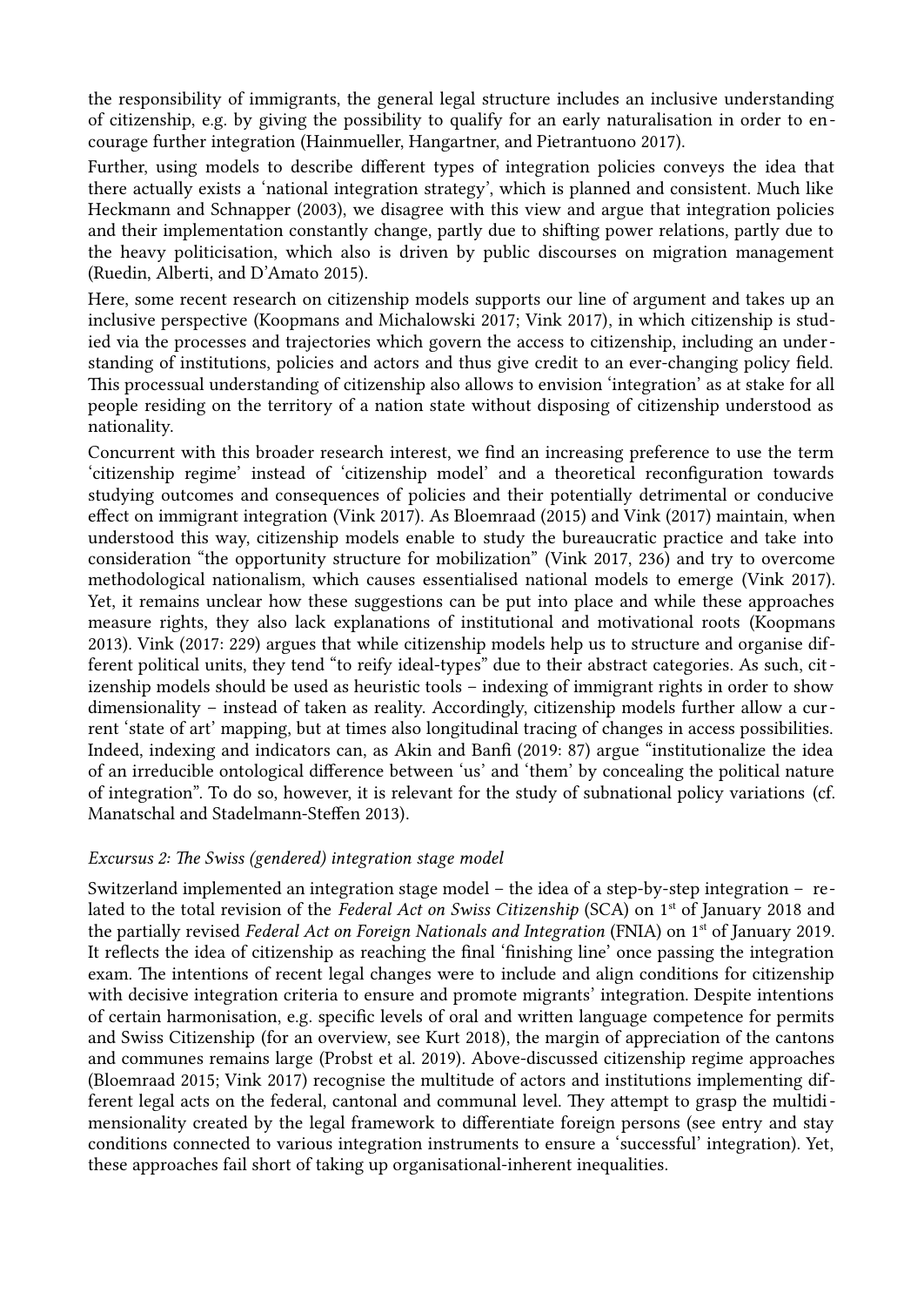the responsibility of immigrants, the general legal structure includes an inclusive understanding of citizenship, e.g. by giving the possibility to qualify for an early naturalisation in order to encourage further integration (Hainmueller, Hangartner, and Pietrantuono 2017).

Further, using models to describe different types of integration policies conveys the idea that there actually exists a 'national integration strategy', which is planned and consistent. Much like Heckmann and Schnapper (2003), we disagree with this view and argue that integration policies and their implementation constantly change, partly due to shifting power relations, partly due to the heavy politicisation, which also is driven by public discourses on migration management (Ruedin, Alberti, and D'Amato 2015).

Here, some recent research on citizenship models supports our line of argument and takes up an inclusive perspective (Koopmans and Michalowski 2017; Vink 2017), in which citizenship is studied via the processes and trajectories which govern the access to citizenship, including an understanding of institutions, policies and actors and thus give credit to an ever-changing policy field. This processual understanding of citizenship also allows to envision 'integration' as at stake for all people residing on the territory of a nation state without disposing of citizenship understood as nationality.

Concurrent with this broader research interest, we find an increasing preference to use the term 'citizenship regime' instead of 'citizenship model' and a theoretical reconfiguration towards studying outcomes and consequences of policies and their potentially detrimental or conducive effect on immigrant integration (Vink 2017). As Bloemraad (2015) and Vink (2017) maintain, when understood this way, citizenship models enable to study the bureaucratic practice and take into consideration "the opportunity structure for mobilization" (Vink 2017, 236) and try to overcome methodological nationalism, which causes essentialised national models to emerge (Vink 2017). Yet, it remains unclear how these suggestions can be put into place and while these approaches measure rights, they also lack explanations of institutional and motivational roots (Koopmans 2013). Vink (2017: 229) argues that while citizenship models help us to structure and organise different political units, they tend "to reify ideal-types" due to their abstract categories. As such, citizenship models should be used as heuristic tools – indexing of immigrant rights in order to show dimensionality – instead of taken as reality. Accordingly, citizenship models further allow a current 'state of art' mapping, but at times also longitudinal tracing of changes in access possibilities. Indeed, indexing and indicators can, as Akin and Banfi (2019: 87) argue "institutionalize the idea of an irreducible ontological difference between 'us' and 'them' by concealing the political nature of integration". To do so, however, it is relevant for the study of subnational policy variations (cf. Manatschal and Stadelmann-Steffen 2013).

*Excursus 2: The Swiss (gendered) integration stage model*

Switzerland implemented an integration stage model – the idea of a step-by-step integration – related to the total revision of the *Federal Act on Swiss Citizenship* (SCA) on 1st of January 2018 and the partially revised *Federal Act on Foreign Nationals and Integration* (FNIA) on 1st of January 2019. It reflects the idea of citizenship as reaching the final 'finishing line' once passing the integration exam. The intentions of recent legal changes were to include and align conditions for citizenship with decisive integration criteria to ensure and promote migrants' integration. Despite intentions of certain harmonisation, e.g. specific levels of oral and written language competence for permits and Swiss Citizenship (for an overview, see Kurt 2018), the margin of appreciation of the cantons and communes remains large (Probst et al. 2019). Above-discussed citizenship regime approaches (Bloemraad 2015; Vink 2017) recognise the multitude of actors and institutions implementing different legal acts on the federal, cantonal and communal level. They attempt to grasp the multidimensionality created by the legal framework to differentiate foreign persons (see entry and stay conditions connected to various integration instruments to ensure a 'successful' integration). Yet, these approaches fail short of taking up organisational-inherent inequalities.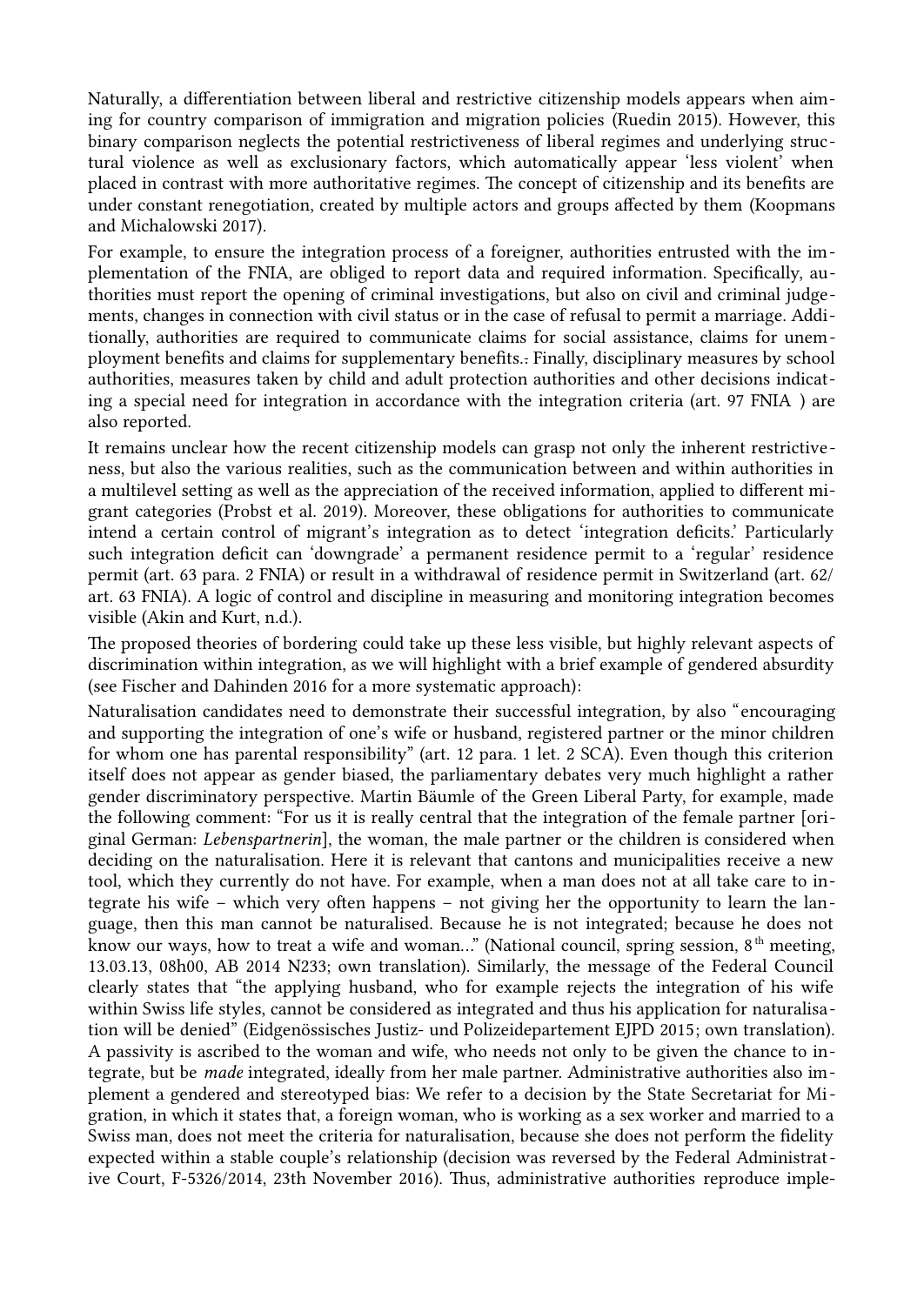Naturally, a differentiation between liberal and restrictive citizenship models appears when aiming for country comparison of immigration and migration policies (Ruedin 2015). However, this binary comparison neglects the potential restrictiveness of liberal regimes and underlying structural violence as well as exclusionary factors, which automatically appear 'less violent' when placed in contrast with more authoritative regimes. The concept of citizenship and its benefits are under constant renegotiation, created by multiple actors and groups affected by them (Koopmans and Michalowski 2017).

For example, to ensure the integration process of a foreigner, authorities entrusted with the implementation of the FNIA, are obliged to report data and required information. Specifically, authorities must report the opening of criminal investigations, but also on civil and criminal judgements, changes in connection with civil status or in the case of refusal to permit a marriage. Additionally, authorities are required to communicate claims for social assistance, claims for unemployment benefits and claims for supplementary benefits.. Finally, disciplinary measures by school authorities, measures taken by child and adult protection authorities and other decisions indicating a special need for integration in accordance with the integration criteria (art. 97 FNIA ) are also reported.

It remains unclear how the recent citizenship models can grasp not only the inherent restrictiveness, but also the various realities, such as the communication between and within authorities in a multilevel setting as well as the appreciation of the received information, applied to different migrant categories (Probst et al. 2019). Moreover, these obligations for authorities to communicate intend a certain control of migrant's integration as to detect 'integration deficits.' Particularly such integration deficit can 'downgrade' a permanent residence permit to a 'regular' residence permit (art. 63 para. 2 FNIA) or result in a withdrawal of residence permit in Switzerland (art. 62/ art. 63 FNIA). A logic of control and discipline in measuring and monitoring integration becomes visible (Akin and Kurt, n.d.).

The proposed theories of bordering could take up these less visible, but highly relevant aspects of discrimination within integration, as we will highlight with a brief example of gendered absurdity (see Fischer and Dahinden 2016 for a more systematic approach):

Naturalisation candidates need to demonstrate their successful integration, by also "encouraging and supporting the integration of one's wife or husband, registered partner or the minor children for whom one has parental responsibility" (art. 12 para. 1 let. 2 SCA). Even though this criterion itself does not appear as gender biased, the parliamentary debates very much highlight a rather gender discriminatory perspective. Martin Bäumle of the Green Liberal Party, for example, made the following comment: "For us it is really central that the integration of the female partner [original German: *Lebenspartnerin*], the woman, the male partner or the children is considered when deciding on the naturalisation. Here it is relevant that cantons and municipalities receive a new tool, which they currently do not have. For example, when a man does not at all take care to integrate his wife – which very often happens – not giving her the opportunity to learn the language, then this man cannot be naturalised. Because he is not integrated; because he does not know our ways, how to treat a wife and woman…" (National council, spring session, 8th meeting, 13.03.13, 08h00, AB 2014 N233; own translation). Similarly, the message of the Federal Council clearly states that "the applying husband, who for example rejects the integration of his wife within Swiss life styles, cannot be considered as integrated and thus his application for naturalisation will be denied" (Eidgenössisches Justiz- und Polizeidepartement EJPD 2015; own translation). A passivity is ascribed to the woman and wife, who needs not only to be given the chance to integrate, but be *made* integrated, ideally from her male partner. Administrative authorities also implement a gendered and stereotyped bias: We refer to a decision by the State Secretariat for Migration, in which it states that, a foreign woman, who is working as a sex worker and married to a Swiss man, does not meet the criteria for naturalisation, because she does not perform the fidelity expected within a stable couple's relationship (decision was reversed by the Federal Administrative Court, F-5326/2014, 23th November 2016). Thus, administrative authorities reproduce imple-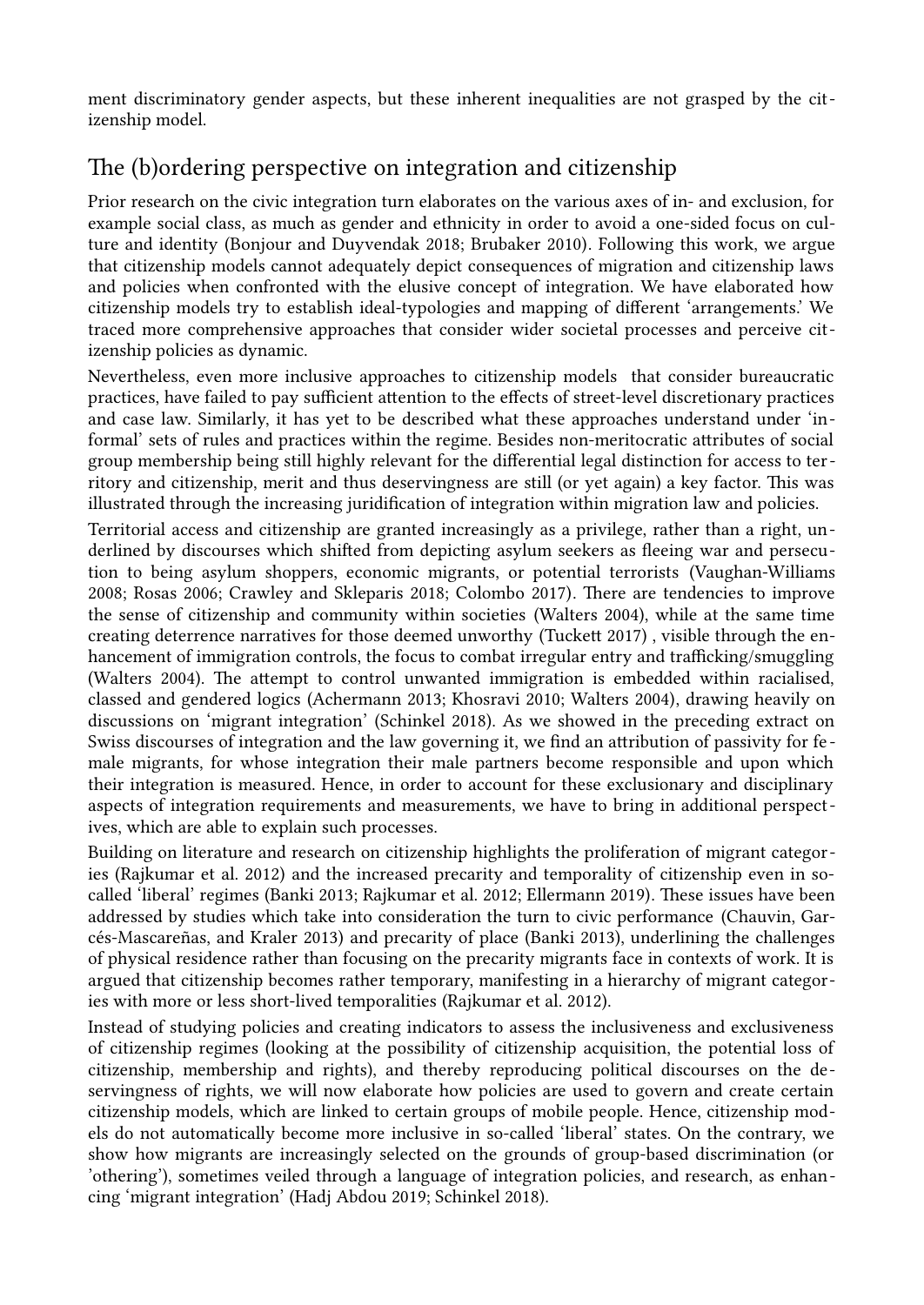ment discriminatory gender aspects, but these inherent inequalities are not grasped by the citizenship model.

## The (b)ordering perspective on integration and citizenship

Prior research on the civic integration turn elaborates on the various axes of in- and exclusion, for example social class, as much as gender and ethnicity in order to avoid a one-sided focus on culture and identity (Bonjour and Duyvendak 2018; Brubaker 2010). Following this work, we argue that citizenship models cannot adequately depict consequences of migration and citizenship laws and policies when confronted with the elusive concept of integration. We have elaborated how citizenship models try to establish ideal-typologies and mapping of different 'arrangements.' We traced more comprehensive approaches that consider wider societal processes and perceive citizenship policies as dynamic.

Nevertheless, even more inclusive approaches to citizenship models that consider bureaucratic practices, have failed to pay sufficient attention to the effects of street-level discretionary practices and case law. Similarly, it has yet to be described what these approaches understand under 'informal' sets of rules and practices within the regime. Besides non-meritocratic attributes of social group membership being still highly relevant for the differential legal distinction for access to territory and citizenship, merit and thus deservingness are still (or yet again) a key factor. This was illustrated through the increasing juridification of integration within migration law and policies.

Territorial access and citizenship are granted increasingly as a privilege, rather than a right, underlined by discourses which shifted from depicting asylum seekers as fleeing war and persecution to being asylum shoppers, economic migrants, or potential terrorists (Vaughan-Williams 2008; Rosas 2006; Crawley and Skleparis 2018; Colombo 2017). There are tendencies to improve the sense of citizenship and community within societies (Walters 2004), while at the same time creating deterrence narratives for those deemed unworthy (Tuckett 2017) , visible through the enhancement of immigration controls, the focus to combat irregular entry and trafficking/smuggling (Walters 2004). The attempt to control unwanted immigration is embedded within racialised, classed and gendered logics (Achermann 2013; Khosravi 2010; Walters 2004), drawing heavily on discussions on 'migrant integration' (Schinkel 2018). As we showed in the preceding extract on Swiss discourses of integration and the law governing it, we find an attribution of passivity for female migrants, for whose integration their male partners become responsible and upon which their integration is measured. Hence, in order to account for these exclusionary and disciplinary aspects of integration requirements and measurements, we have to bring in additional perspectives, which are able to explain such processes.

Building on literature and research on citizenship highlights the proliferation of migrant categories (Rajkumar et al. 2012) and the increased precarity and temporality of citizenship even in so-called 'liberal' regimes (Banki 2013; Rajkumar et al. 2012; Ellermann 2019). These issues have been addressed by studies which take into consideration the turn to civic performance (Chauvin, Garcés-Mascareñas, and Kraler 2013) and precarity of place (Banki 2013), underlining the challenges of physical residence rather than focusing on the precarity migrants face in contexts of work. It is argued that citizenship becomes rather temporary, manifesting in a hierarchy of migrant categories with more or less short-lived temporalities (Rajkumar et al. 2012).

Instead of studying policies and creating indicators to assess the inclusiveness and exclusiveness of citizenship regimes (looking at the possibility of citizenship acquisition, the potential loss of citizenship, membership and rights), and thereby reproducing political discourses on the deservingness of rights, we will now elaborate how policies are used to govern and create certain citizenship models, which are linked to certain groups of mobile people. Hence, citizenship models do not automatically become more inclusive in so-called 'liberal' states. On the contrary, we show how migrants are increasingly selected on the grounds of group-based discrimination (or 'othering'), sometimes veiled through a language of integration policies, and research, as enhancing 'migrant integration' (Hadj Abdou 2019; Schinkel 2018).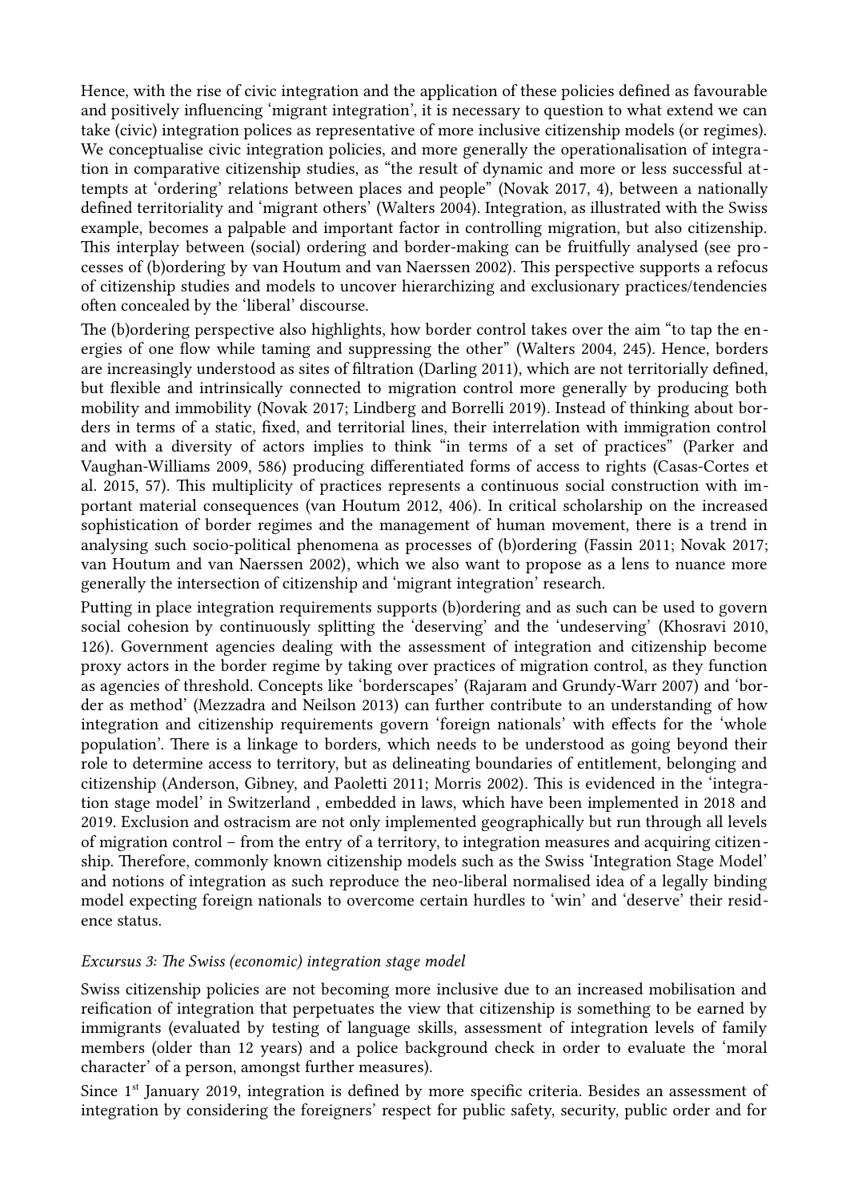Hence, with the rise of civic integration and the application of these policies defined as favourable and positively influencing 'migrant integration', it is necessary to question to what extend we can take (civic) integration polices as representative of more inclusive citizenship models (or regimes). We conceptualise civic integration policies, and more generally the operationalisation of integration in comparative citizenship studies, as "the result of dynamic and more or less successful attempts at 'ordering' relations between places and people" (Novak 2017, 4), between a nationally defined territoriality and 'migrant others' (Walters 2004). Integration, as illustrated with the Swiss example, becomes a palpable and important factor in controlling migration, but also citizenship. This interplay between (social) ordering and border-making can be fruitfully analysed (see processes of (b)ordering by van Houtum and van Naerssen 2002). This perspective supports a refocus of citizenship studies and models to uncover hierarchizing and exclusionary practices/tendencies often concealed by the 'liberal' discourse.

The (b)ordering perspective also highlights, how border control takes over the aim "to tap the energies of one flow while taming and suppressing the other" (Walters 2004, 245). Hence, borders are increasingly understood as sites of filtration (Darling 2011), which are not territorially defined, but flexible and intrinsically connected to migration control more generally by producing both mobility and immobility (Novak 2017; Lindberg and Borrelli 2019). Instead of thinking about borders in terms of a static, fixed, and territorial lines, their interrelation with immigration control and with a diversity of actors implies to think "in terms of a set of practices" (Parker and Vaughan-Williams 2009, 586) producing differentiated forms of access to rights (Casas-Cortes et al. 2015, 57). This multiplicity of practices represents a continuous social construction with important material consequences (van Houtum 2012, 406). In critical scholarship on the increased sophistication of border regimes and the management of human movement, there is a trend in analysing such socio-political phenomena as processes of (b)ordering (Fassin 2011; Novak 2017; van Houtum and van Naerssen 2002), which we also want to propose as a lens to nuance more generally the intersection of citizenship and 'migrant integration' research.

Putting in place integration requirements supports (b)ordering and as such can be used to govern social cohesion by continuously splitting the 'deserving' and the 'undeserving' (Khosravi 2010, 126). Government agencies dealing with the assessment of integration and citizenship become proxy actors in the border regime by taking over practices of migration control, as they function as agencies of threshold. Concepts like 'borderscapes' (Rajaram and Grundy-Warr 2007) and 'border as method' (Mezzadra and Neilson 2013) can further contribute to an understanding of how integration and citizenship requirements govern 'foreign nationals' with effects for the 'whole population'. There is a linkage to borders, which needs to be understood as going beyond their role to determine access to territory, but as delineating boundaries of entitlement, belonging and citizenship (Anderson, Gibney, and Paoletti 2011; Morris 2002). This is evidenced in the 'integration stage model' in Switzerland , embedded in laws, which have been implemented in 2018 and 2019. Exclusion and ostracism are not only implemented geographically but run through all levels of migration control – from the entry of a territory, to integration measures and acquiring citizenship. Therefore, commonly known citizenship models such as the Swiss 'Integration Stage Model' and notions of integration as such reproduce the neo-liberal normalised idea of a legally binding model expecting foreign nationals to overcome certain hurdles to 'win' and 'deserve' their residence status.

*Excursus 3: The Swiss (economic) integration stage model*

Swiss citizenship policies are not becoming more inclusive due to an increased mobilisation and reification of integration that perpetuates the view that citizenship is something to be earned by immigrants (evaluated by testing of language skills, assessment of integration levels of family members (older than 12 years) and a police background check in order to evaluate the 'moral character' of a person, amongst further measures).

Since 1st January 2019, integration is defined by more specific criteria. Besides an assessment of integration by considering the foreigners' respect for public safety, security, public order and for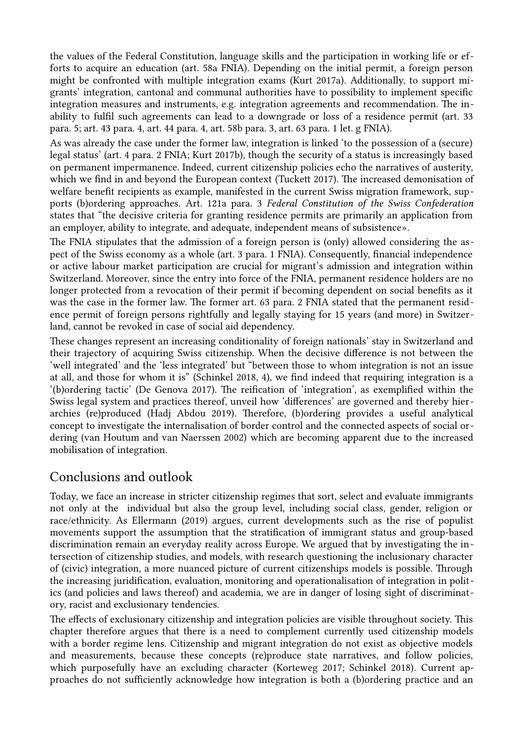the values of the Federal Constitution, language skills and the participation in working life or efforts to acquire an education (art. 58a FNIA). Depending on the initial permit, a foreign person might be confronted with multiple integration exams (Kurt 2017a). Additionally, to support migrants' integration, cantonal and communal authorities have to possibility to implement specific integration measures and instruments, e.g. integration agreements and recommendation. The inability to fulfil such agreements can lead to a downgrade or loss of a residence permit (art. 33 para. 5; art. 43 para. 4, art. 44 para. 4, art. 58b para. 3, art. 63 para. 1 let. g FNIA).

As was already the case under the former law, integration is linked 'to the possession of a (secure) legal status' (art. 4 para. 2 FNIA; Kurt 2017b), though the security of a status is increasingly based on permanent impermanence. Indeed, current citizenship policies echo the narratives of austerity, which we find in and beyond the European context (Tuckett 2017). The increased demonisation of welfare benefit recipients as example, manifested in the current Swiss migration framework, supports (b)ordering approaches. Art. 121a para. 3 *Federal Constitution of the Swiss Confederation* states that "the decisive criteria for granting residence permits are primarily an application from an employer, ability to integrate, and adequate, independent means of subsistence».

The FNIA stipulates that the admission of a foreign person is (only) allowed considering the aspect of the Swiss economy as a whole (art. 3 para. 1 FNIA). Consequently, financial independence or active labour market participation are crucial for migrant's admission and integration within Switzerland. Moreover, since the entry into force of the FNIA, permanent residence holders are no longer protected from a revocation of their permit if becoming dependent on social benefits as it was the case in the former law. The former art. 63 para. 2 FNIA stated that the permanent residence permit of foreign persons rightfully and legally staying for 15 years (and more) in Switzerland, cannot be revoked in case of social aid dependency.

These changes represent an increasing conditionality of foreign nationals' stay in Switzerland and their trajectory of acquiring Swiss citizenship. When the decisive difference is not between the 'well integrated' and the 'less integrated' but "between those to whom integration is not an issue at all, and those for whom it is" (Schinkel 2018, 4), we find indeed that requiring integration is a '(b)ordering tactic' (De Genova 2017). The reification of 'integration', as exemplified within the Swiss legal system and practices thereof, unveil how 'differences' are governed and thereby hierarchies (re)produced (Hadj Abdou 2019). Therefore, (b)ordering provides a useful analytical concept to investigate the internalisation of border control and the connected aspects of social ordering (van Houtum and van Naerssen 2002) which are becoming apparent due to the increased mobilisation of integration.

## Conclusions and outlook

Today, we face an increase in stricter citizenship regimes that sort, select and evaluate immigrants not only at the individual but also the group level, including social class, gender, religion or race/ethnicity. As Ellermann (2019) argues, current developments such as the rise of populist movements support the assumption that the stratification of immigrant status and group-based discrimination remain an everyday reality across Europe. We argued that by investigating the intersection of citizenship studies, and models, with research questioning the inclusionary character of (civic) integration, a more nuanced picture of current citizenships models is possible. Through the increasing juridification, evaluation, monitoring and operationalisation of integration in politics (and policies and laws thereof) and academia, we are in danger of losing sight of discriminatory, racist and exclusionary tendencies.

The effects of exclusionary citizenship and integration policies are visible throughout society. This chapter therefore argues that there is a need to complement currently used citizenship models with a border regime lens. Citizenship and migrant integration do not exist as objective models and measurements, because these concepts (re)produce state narratives, and follow policies, which purposefully have an excluding character (Korteweg 2017; Schinkel 2018). Current approaches do not sufficiently acknowledge how integration is both a (b)ordering practice and an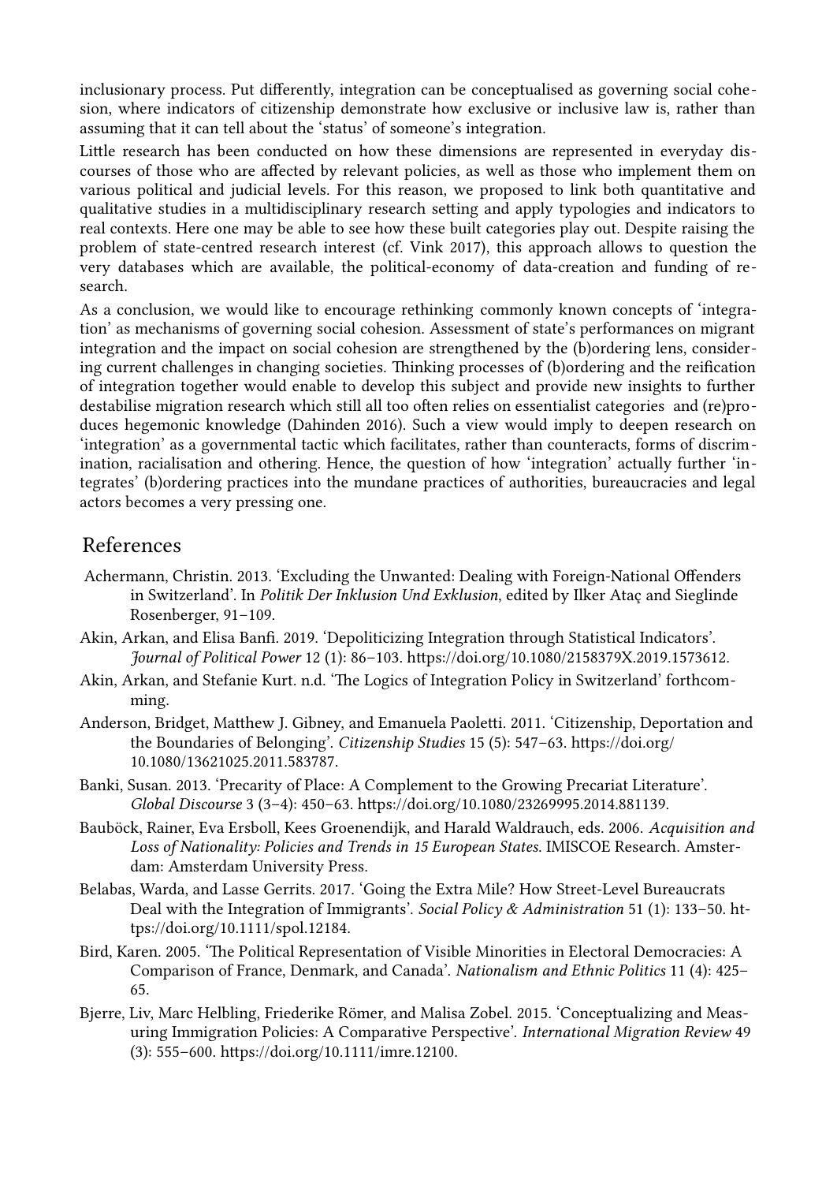inclusionary process. Put differently, integration can be conceptualised as governing social cohesion, where indicators of citizenship demonstrate how exclusive or inclusive law is, rather than assuming that it can tell about the 'status' of someone's integration.

Little research has been conducted on how these dimensions are represented in everyday discourses of those who are affected by relevant policies, as well as those who implement them on various political and judicial levels. For this reason, we proposed to link both quantitative and qualitative studies in a multidisciplinary research setting and apply typologies and indicators to real contexts. Here one may be able to see how these built categories play out. Despite raising the problem of state-centred research interest (cf. Vink 2017), this approach allows to question the very databases which are available, the political-economy of data-creation and funding of research.

As a conclusion, we would like to encourage rethinking commonly known concepts of 'integration' as mechanisms of governing social cohesion. Assessment of state's performances on migrant integration and the impact on social cohesion are strengthened by the (b)ordering lens, considering current challenges in changing societies. Thinking processes of (b)ordering and the reification of integration together would enable to develop this subject and provide new insights to further destabilise migration research which still all too often relies on essentialist categories and (re)produces hegemonic knowledge (Dahinden 2016). Such a view would imply to deepen research on 'integration' as a governmental tactic which facilitates, rather than counteracts, forms of discrimination, racialisation and othering. Hence, the question of how 'integration' actually further 'integrates' (b)ordering practices into the mundane practices of authorities, bureaucracies and legal actors becomes a very pressing one.

## References

Achermann, Christin. 2013. 'Excluding the Unwanted: Dealing with Foreign-National Offenders in Switzerland'. In *Politik Der Inklusion Und Exklusion*, edited by Ilker Ataç and Sieglinde Rosenberger, 91–109.

Akin, Arkan, and Elisa Banfi. 2019. 'Depoliticizing Integration through Statistical Indicators'. *Journal of Political Power* 12 (1): 86–103. https://doi.org/10.1080/2158379X.2019.1573612.

Akin, Arkan, and Stefanie Kurt. n.d. 'The Logics of Integration Policy in Switzerland' forthcomming.

Anderson, Bridget, Matthew J. Gibney, and Emanuela Paoletti. 2011. 'Citizenship, Deportation and the Boundaries of Belonging'. *Citizenship Studies* 15 (5): 547–63. https://doi.org/10.1080/13621025.2011.583787.

Banki, Susan. 2013. 'Precarity of Place: A Complement to the Growing Precariat Literature'. *Global Discourse* 3 (3–4): 450–63. https://doi.org/10.1080/23269995.2014.881139.

Bauböck, Rainer, Eva Ersboll, Kees Groenendijk, and Harald Waldrauch, eds. 2006. *Acquisition and Loss of Nationality: Policies and Trends in 15 European States*. IMISCOE Research. Amsterdam: Amsterdam University Press.

Belabas, Warda, and Lasse Gerrits. 2017. 'Going the Extra Mile? How Street-Level Bureaucrats Deal with the Integration of Immigrants'. *Social Policy & Administration* 51 (1): 133–50. https://doi.org/10.1111/spol.12184.

Bird, Karen. 2005. 'The Political Representation of Visible Minorities in Electoral Democracies: A Comparison of France, Denmark, and Canada'. *Nationalism and Ethnic Politics* 11 (4): 425–65.

Bjerre, Liv, Marc Helbling, Friederike Römer, and Malisa Zobel. 2015. 'Conceptualizing and Measuring Immigration Policies: A Comparative Perspective'. *International Migration Review* 49 (3): 555–600. https://doi.org/10.1111/imre.12100.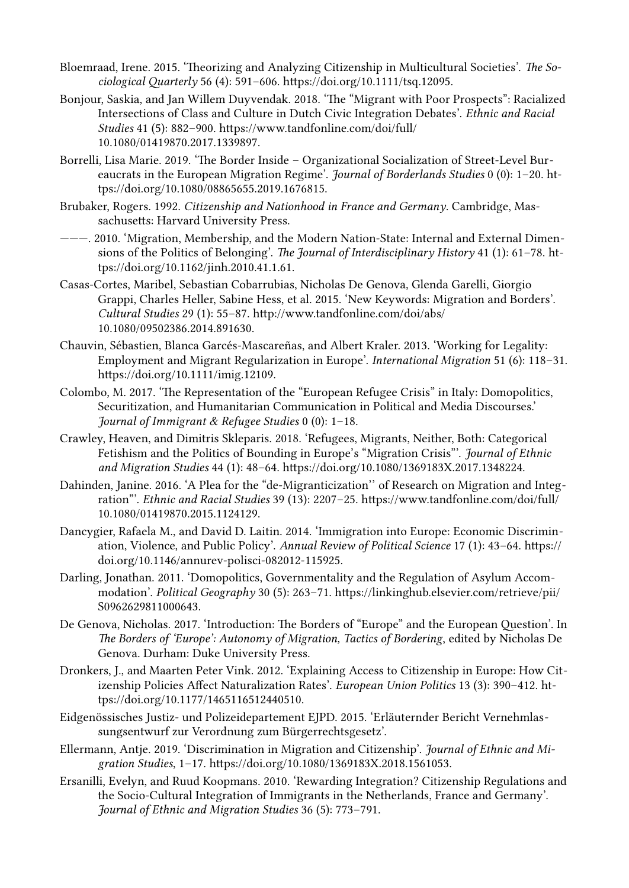Bloemraad, Irene. 2015. 'Theorizing and Analyzing Citizenship in Multicultural Societies'. *The Sociological Quarterly* 56 (4): 591–606. https://doi.org/10.1111/tsq.12095.

Bonjour, Saskia, and Jan Willem Duyvendak. 2018. 'The "Migrant with Poor Prospects": Racialized Intersections of Class and Culture in Dutch Civic Integration Debates'. *Ethnic and Racial Studies* 41 (5): 882–900. https://www.tandfonline.com/doi/full/10.1080/01419870.2017.1339897.

Borrelli, Lisa Marie. 2019. 'The Border Inside – Organizational Socialization of Street-Level Bureaucrats in the European Migration Regime'. *Journal of Borderlands Studies* 0 (0): 1–20. https://doi.org/10.1080/08865655.2019.1676815.

Brubaker, Rogers. 1992. *Citizenship and Nationhood in France and Germany*. Cambridge, Massachusetts: Harvard University Press.

———. 2010. 'Migration, Membership, and the Modern Nation-State: Internal and External Dimensions of the Politics of Belonging'. *The Journal of Interdisciplinary History* 41 (1): 61–78. https://doi.org/10.1162/jinh.2010.41.1.61.

Casas-Cortes, Maribel, Sebastian Cobarrubias, Nicholas De Genova, Glenda Garelli, Giorgio Grappi, Charles Heller, Sabine Hess, et al. 2015. 'New Keywords: Migration and Borders'. *Cultural Studies* 29 (1): 55–87. http://www.tandfonline.com/doi/abs/10.1080/09502386.2014.891630.

Chauvin, Sébastien, Blanca Garcés-Mascareñas, and Albert Kraler. 2013. 'Working for Legality: Employment and Migrant Regularization in Europe'. *International Migration* 51 (6): 118–31. https://doi.org/10.1111/imig.12109.

Colombo, M. 2017. 'The Representation of the "European Refugee Crisis" in Italy: Domopolitics, Securitization, and Humanitarian Communication in Political and Media Discourses.' *Journal of Immigrant & Refugee Studies* 0 (0): 1–18.

Crawley, Heaven, and Dimitris Skleparis. 2018. 'Refugees, Migrants, Neither, Both: Categorical Fetishism and the Politics of Bounding in Europe's "Migration Crisis"'. *Journal of Ethnic and Migration Studies* 44 (1): 48–64. https://doi.org/10.1080/1369183X.2017.1348224.

Dahinden, Janine. 2016. 'A Plea for the "de-Migranticization'' of Research on Migration and Integration"'. *Ethnic and Racial Studies* 39 (13): 2207–25. https://www.tandfonline.com/doi/full/10.1080/01419870.2015.1124129.

Dancygier, Rafaela M., and David D. Laitin. 2014. 'Immigration into Europe: Economic Discrimination, Violence, and Public Policy'. *Annual Review of Political Science* 17 (1): 43–64. https://doi.org/10.1146/annurev-polisci-082012-115925.

Darling, Jonathan. 2011. 'Domopolitics, Governmentality and the Regulation of Asylum Accommodation'. *Political Geography* 30 (5): 263–71. https://linkinghub.elsevier.com/retrieve/pii/S0962629811000643.

De Genova, Nicholas. 2017. 'Introduction: The Borders of "Europe" and the European Question'. In *The Borders of 'Europe': Autonomy of Migration, Tactics of Bordering*, edited by Nicholas De Genova. Durham: Duke University Press.

Dronkers, J., and Maarten Peter Vink. 2012. 'Explaining Access to Citizenship in Europe: How Citizenship Policies Affect Naturalization Rates'. *European Union Politics* 13 (3): 390–412. https://doi.org/10.1177/1465116512440510.

Eidgenössisches Justiz- und Polizeidepartement EJPD. 2015. 'Erläuternder Bericht Vernehmlassungsentwurf zur Verordnung zum Bürgerrechtsgesetz'.

Ellermann, Antje. 2019. 'Discrimination in Migration and Citizenship'. *Journal of Ethnic and Migration Studies*, 1–17. https://doi.org/10.1080/1369183X.2018.1561053.

Ersanilli, Evelyn, and Ruud Koopmans. 2010. 'Rewarding Integration? Citizenship Regulations and the Socio-Cultural Integration of Immigrants in the Netherlands, France and Germany'. *Journal of Ethnic and Migration Studies* 36 (5): 773–791.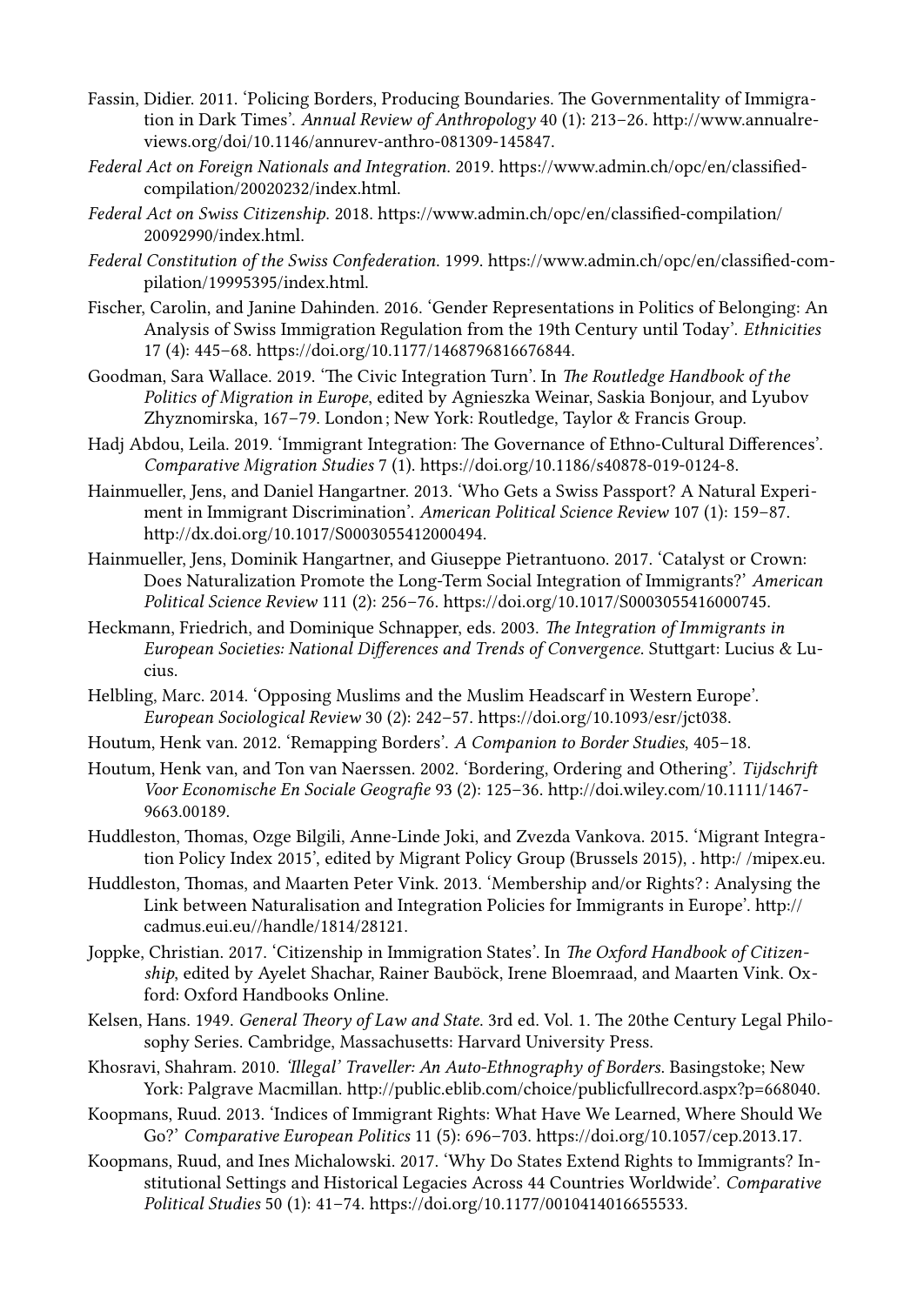Fassin, Didier. 2011. 'Policing Borders, Producing Boundaries. The Governmentality of Immigration in Dark Times'. *Annual Review of Anthropology* 40 (1): 213–26. http://www.annualreviews.org/doi/10.1146/annurev-anthro-081309-145847.

*Federal Act on Foreign Nationals and Integration*. 2019. https://www.admin.ch/opc/en/classified-compilation/20020232/index.html.

*Federal Act on Swiss Citizenship*. 2018. https://www.admin.ch/opc/en/classified-compilation/20092990/index.html.

*Federal Constitution of the Swiss Confederation*. 1999. https://www.admin.ch/opc/en/classified-compilation/19995395/index.html.

Fischer, Carolin, and Janine Dahinden. 2016. 'Gender Representations in Politics of Belonging: An Analysis of Swiss Immigration Regulation from the 19th Century until Today'. *Ethnicities* 17 (4): 445–68. https://doi.org/10.1177/1468796816676844.

Goodman, Sara Wallace. 2019. 'The Civic Integration Turn'. In *The Routledge Handbook of the Politics of Migration in Europe*, edited by Agnieszka Weinar, Saskia Bonjour, and Lyubov Zhyznomirska, 167–79. London ; New York: Routledge, Taylor & Francis Group.

Hadj Abdou, Leila. 2019. 'Immigrant Integration: The Governance of Ethno-Cultural Differences'. *Comparative Migration Studies* 7 (1). https://doi.org/10.1186/s40878-019-0124-8.

Hainmueller, Jens, and Daniel Hangartner. 2013. 'Who Gets a Swiss Passport? A Natural Experiment in Immigrant Discrimination'. *American Political Science Review* 107 (1): 159–87. http://dx.doi.org/10.1017/S0003055412000494.

Hainmueller, Jens, Dominik Hangartner, and Giuseppe Pietrantuono. 2017. 'Catalyst or Crown: Does Naturalization Promote the Long-Term Social Integration of Immigrants?' *American Political Science Review* 111 (2): 256–76. https://doi.org/10.1017/S0003055416000745.

Heckmann, Friedrich, and Dominique Schnapper, eds. 2003. *The Integration of Immigrants in European Societies: National Differences and Trends of Convergence*. Stuttgart: Lucius & Lucius.

Helbling, Marc. 2014. 'Opposing Muslims and the Muslim Headscarf in Western Europe'. *European Sociological Review* 30 (2): 242–57. https://doi.org/10.1093/esr/jct038.

Houtum, Henk van. 2012. 'Remapping Borders'. *A Companion to Border Studies*, 405–18.

Houtum, Henk van, and Ton van Naerssen. 2002. 'Bordering, Ordering and Othering'. *Tijdschrift Voor Economische En Sociale Geografie* 93 (2): 125–36. http://doi.wiley.com/10.1111/1467-9663.00189.

Huddleston, Thomas, Ozge Bilgili, Anne-Linde Joki, and Zvezda Vankova. 2015. 'Migrant Integration Policy Index 2015', edited by Migrant Policy Group (Brussels 2015), . http:/ /mipex.eu.

Huddleston, Thomas, and Maarten Peter Vink. 2013. 'Membership and/or Rights? : Analysing the Link between Naturalisation and Integration Policies for Immigrants in Europe'. http://cadmus.eui.eu//handle/1814/28121.

Joppke, Christian. 2017. 'Citizenship in Immigration States'. In *The Oxford Handbook of Citizenship*, edited by Ayelet Shachar, Rainer Bauböck, Irene Bloemraad, and Maarten Vink. Oxford: Oxford Handbooks Online.

Kelsen, Hans. 1949. *General Theory of Law and State*. 3rd ed. Vol. 1. The 20the Century Legal Philosophy Series. Cambridge, Massachusetts: Harvard University Press.

Khosravi, Shahram. 2010. *'Illegal' Traveller: An Auto-Ethnography of Borders*. Basingstoke; New York: Palgrave Macmillan. http://public.eblib.com/choice/publicfullrecord.aspx?p=668040.

Koopmans, Ruud. 2013. 'Indices of Immigrant Rights: What Have We Learned, Where Should We Go?' *Comparative European Politics* 11 (5): 696–703. https://doi.org/10.1057/cep.2013.17.

Koopmans, Ruud, and Ines Michalowski. 2017. 'Why Do States Extend Rights to Immigrants? Institutional Settings and Historical Legacies Across 44 Countries Worldwide'. *Comparative Political Studies* 50 (1): 41–74. https://doi.org/10.1177/0010414016655533.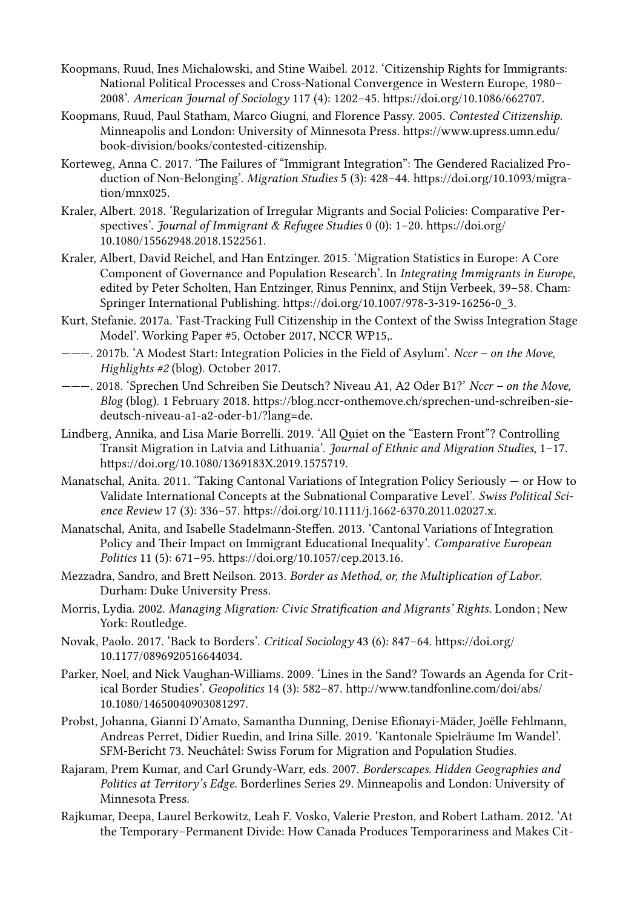Koopmans, Ruud, Ines Michalowski, and Stine Waibel. 2012. 'Citizenship Rights for Immigrants: National Political Processes and Cross-National Convergence in Western Europe, 1980–2008'. *American Journal of Sociology* 117 (4): 1202–45. https://doi.org/10.1086/662707.

Koopmans, Ruud, Paul Statham, Marco Giugni, and Florence Passy. 2005. *Contested Citizenship*. Minneapolis and London: University of Minnesota Press. https://www.upress.umn.edu/book-division/books/contested-citizenship.

Korteweg, Anna C. 2017. 'The Failures of "Immigrant Integration": The Gendered Racialized Production of Non-Belonging'. *Migration Studies* 5 (3): 428–44. https://doi.org/10.1093/migration/mnx025.

Kraler, Albert. 2018. 'Regularization of Irregular Migrants and Social Policies: Comparative Perspectives'. *Journal of Immigrant & Refugee Studies* 0 (0): 1–20. https://doi.org/10.1080/15562948.2018.1522561.

Kraler, Albert, David Reichel, and Han Entzinger. 2015. 'Migration Statistics in Europe: A Core Component of Governance and Population Research'. In *Integrating Immigrants in Europe*, edited by Peter Scholten, Han Entzinger, Rinus Penninx, and Stijn Verbeek, 39–58. Cham: Springer International Publishing. https://doi.org/10.1007/978-3-319-16256-0_3.

Kurt, Stefanie. 2017a. 'Fast-Tracking Full Citizenship in the Context of the Swiss Integration Stage Model'. Working Paper #5, October 2017, NCCR WP15,.

———. 2017b. 'A Modest Start: Integration Policies in the Field of Asylum'. *Nccr – on the Move, Highlights #2* (blog). October 2017.

———. 2018. 'Sprechen Und Schreiben Sie Deutsch? Niveau A1, A2 Oder B1?' *Nccr – on the Move, Blog* (blog). 1 February 2018. https://blog.nccr-onthemove.ch/sprechen-und-schreiben-sie-deutsch-niveau-a1-a2-oder-b1/?lang=de.

Lindberg, Annika, and Lisa Marie Borrelli. 2019. 'All Quiet on the "Eastern Front"? Controlling Transit Migration in Latvia and Lithuania'. *Journal of Ethnic and Migration Studies*, 1–17. https://doi.org/10.1080/1369183X.2019.1575719.

Manatschal, Anita. 2011. 'Taking Cantonal Variations of Integration Policy Seriously — or How to Validate International Concepts at the Subnational Comparative Level'. *Swiss Political Science Review* 17 (3): 336–57. https://doi.org/10.1111/j.1662-6370.2011.02027.x.

Manatschal, Anita, and Isabelle Stadelmann-Steffen. 2013. 'Cantonal Variations of Integration Policy and Their Impact on Immigrant Educational Inequality'. *Comparative European Politics* 11 (5): 671–95. https://doi.org/10.1057/cep.2013.16.

Mezzadra, Sandro, and Brett Neilson. 2013. *Border as Method, or, the Multiplication of Labor*. Durham: Duke University Press.

Morris, Lydia. 2002. *Managing Migration: Civic Stratification and Migrants' Rights*. London ; New York: Routledge.

Novak, Paolo. 2017. 'Back to Borders'. *Critical Sociology* 43 (6): 847–64. https://doi.org/10.1177/0896920516644034.

Parker, Noel, and Nick Vaughan-Williams. 2009. 'Lines in the Sand? Towards an Agenda for Critical Border Studies'. *Geopolitics* 14 (3): 582–87. http://www.tandfonline.com/doi/abs/10.1080/14650040903081297.

Probst, Johanna, Gianni D'Amato, Samantha Dunning, Denise Efionayi-Mäder, Joëlle Fehlmann, Andreas Perret, Didier Ruedin, and Irina Sille. 2019. 'Kantonale Spielräume Im Wandel'. SFM-Bericht 73. Neuchâtel: Swiss Forum for Migration and Population Studies.

Rajaram, Prem Kumar, and Carl Grundy-Warr, eds. 2007. *Borderscapes. Hidden Geographies and Politics at Territory's Edge*. Borderlines Series 29. Minneapolis and London: University of Minnesota Press.

Rajkumar, Deepa, Laurel Berkowitz, Leah F. Vosko, Valerie Preston, and Robert Latham. 2012. 'At the Temporary–Permanent Divide: How Canada Produces Temporariness and Makes Cit-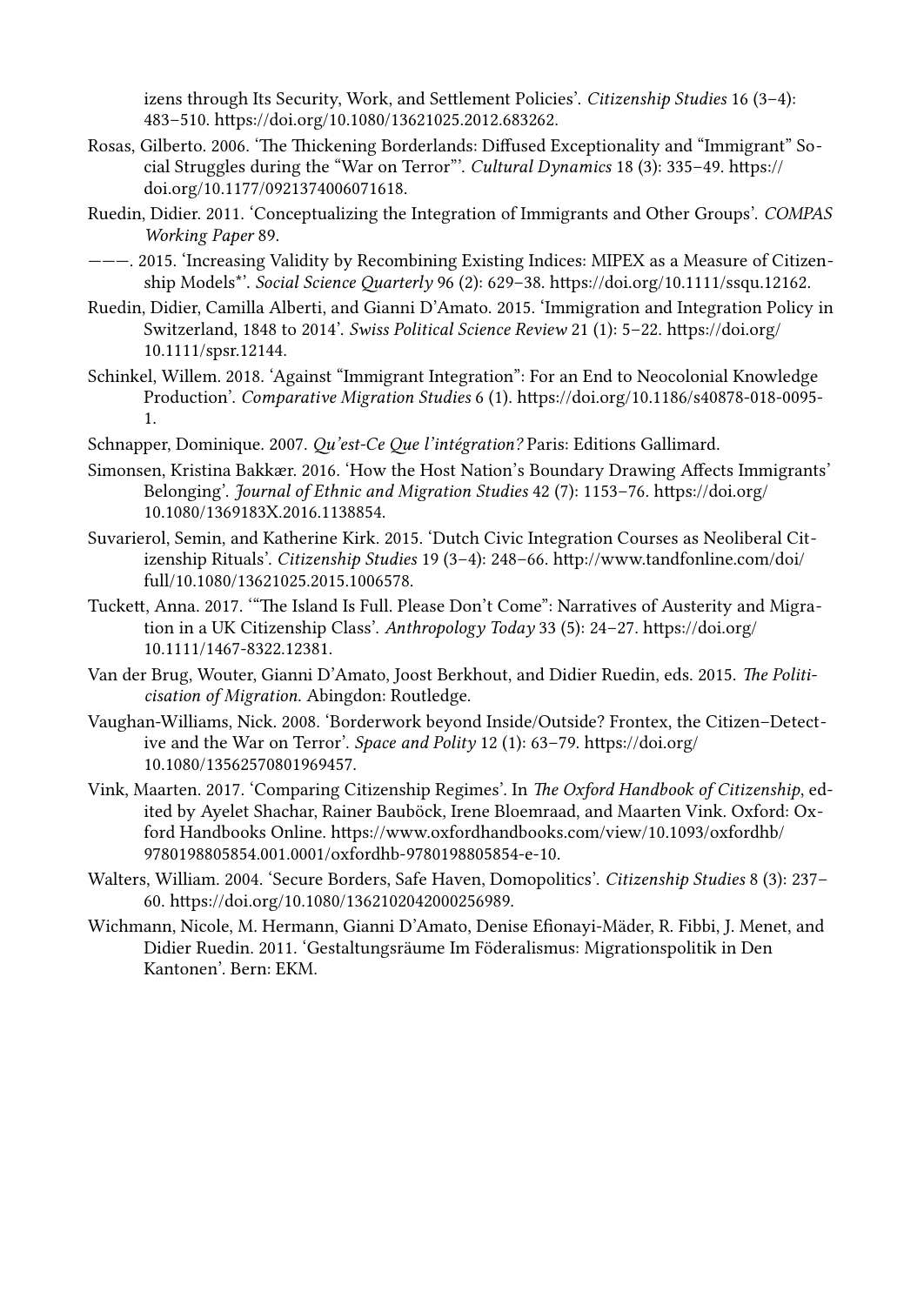izens through Its Security, Work, and Settlement Policies'. *Citizenship Studies* 16 (3–4): 483–510. https://doi.org/10.1080/13621025.2012.683262.

Rosas, Gilberto. 2006. 'The Thickening Borderlands: Diffused Exceptionality and "Immigrant" Social Struggles during the "War on Terror"'. *Cultural Dynamics* 18 (3): 335–49. https://doi.org/10.1177/0921374006071618.

Ruedin, Didier. 2011. 'Conceptualizing the Integration of Immigrants and Other Groups'. *COMPAS Working Paper* 89.

———. 2015. 'Increasing Validity by Recombining Existing Indices: MIPEX as a Measure of Citizenship Models*'. *Social Science Quarterly* 96 (2): 629–38. https://doi.org/10.1111/ssqu.12162.

Ruedin, Didier, Camilla Alberti, and Gianni D'Amato. 2015. 'Immigration and Integration Policy in Switzerland, 1848 to 2014'. *Swiss Political Science Review* 21 (1): 5–22. https://doi.org/10.1111/spsr.12144.

Schinkel, Willem. 2018. 'Against "Immigrant Integration": For an End to Neocolonial Knowledge Production'. *Comparative Migration Studies* 6 (1). https://doi.org/10.1186/s40878-018-0095-1.

Schnapper, Dominique. 2007. *Qu'est-Ce Que l'intégration?* Paris: Editions Gallimard.

Simonsen, Kristina Bakkær. 2016. 'How the Host Nation's Boundary Drawing Affects Immigrants' Belonging'. *Journal of Ethnic and Migration Studies* 42 (7): 1153–76. https://doi.org/10.1080/1369183X.2016.1138854.

Suvarierol, Semin, and Katherine Kirk. 2015. 'Dutch Civic Integration Courses as Neoliberal Citizenship Rituals'. *Citizenship Studies* 19 (3–4): 248–66. http://www.tandfonline.com/doi/full/10.1080/13621025.2015.1006578.

Tuckett, Anna. 2017. '"The Island Is Full. Please Don't Come": Narratives of Austerity and Migration in a UK Citizenship Class'. *Anthropology Today* 33 (5): 24–27. https://doi.org/10.1111/1467-8322.12381.

Van der Brug, Wouter, Gianni D'Amato, Joost Berkhout, and Didier Ruedin, eds. 2015. *The Politicisation of Migration.* Abingdon: Routledge.

Vaughan-Williams, Nick. 2008. 'Borderwork beyond Inside/Outside? Frontex, the Citizen–Detective and the War on Terror'. *Space and Polity* 12 (1): 63–79. https://doi.org/10.1080/13562570801969457.

Vink, Maarten. 2017. 'Comparing Citizenship Regimes'. In *The Oxford Handbook of Citizenship*, edited by Ayelet Shachar, Rainer Bauböck, Irene Bloemraad, and Maarten Vink. Oxford: Oxford Handbooks Online. https://www.oxfordhandbooks.com/view/10.1093/oxfordhb/9780198805854.001.0001/oxfordhb-9780198805854-e-10.

Walters, William. 2004. 'Secure Borders, Safe Haven, Domopolitics'. *Citizenship Studies* 8 (3): 237–60. https://doi.org/10.1080/1362102042000256989.

Wichmann, Nicole, M. Hermann, Gianni D'Amato, Denise Efionayi-Mäder, R. Fibbi, J. Menet, and Didier Ruedin. 2011. 'Gestaltungsräume Im Föderalismus: Migrationspolitik in Den Kantonen'. Bern: EKM.